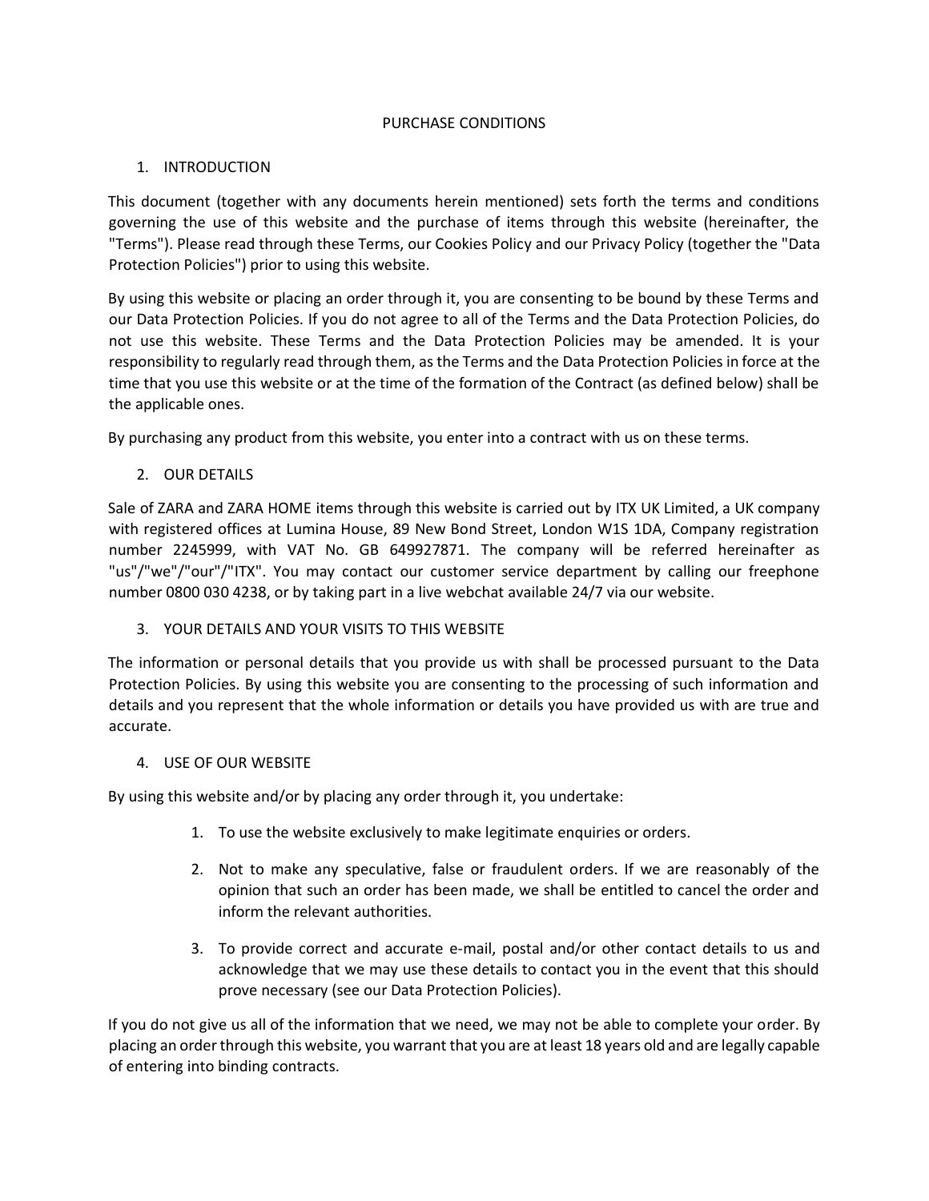# PURCHASE CONDITIONS

## 1. INTRODUCTION

This document (together with any documents herein mentioned) sets forth the terms and conditions governing the use of this website and the purchase of items through this website (hereinafter, the "Terms"). Please read through these Terms, our Cookies Policy and our Privacy Policy (together the "Data Protection Policies") prior to using this website.

By using this website or placing an order through it, you are consenting to be bound by these Terms and our Data Protection Policies. If you do not agree to all of the Terms and the Data Protection Policies, do not use this website. These Terms and the Data Protection Policies may be amended. It is your responsibility to regularly read through them, as the Terms and the Data Protection Policies in force at the time that you use this website or at the time of the formation of the Contract (as defined below) shall be the applicable ones.

By purchasing any product from this website, you enter into a contract with us on these terms.

## 2. OUR DETAILS

Sale of ZARA and ZARA HOME items through this website is carried out by ITX UK Limited, a UK company with registered offices at Lumina House, 89 New Bond Street, London W1S 1DA, Company registration number 2245999, with VAT No. GB 649927871. The company will be referred hereinafter as "us"/"we"/"our"/"ITX". You may contact our customer service department by calling our freephone number 0800 030 4238, or by taking part in a live webchat available 24/7 via our website.

## 3. YOUR DETAILS AND YOUR VISITS TO THIS WEBSITE

The information or personal details that you provide us with shall be processed pursuant to the Data Protection Policies. By using this website you are consenting to the processing of such information and details and you represent that the whole information or details you have provided us with are true and accurate.

## 4. USE OF OUR WEBSITE

By using this website and/or by placing any order through it, you undertake:

1. To use the website exclusively to make legitimate enquiries or orders.
2. Not to make any speculative, false or fraudulent orders. If we are reasonably of the opinion that such an order has been made, we shall be entitled to cancel the order and inform the relevant authorities.
3. To provide correct and accurate e-mail, postal and/or other contact details to us and acknowledge that we may use these details to contact you in the event that this should prove necessary (see our Data Protection Policies).

If you do not give us all of the information that we need, we may not be able to complete your order. By placing an order through this website, you warrant that you are at least 18 years old and are legally capable of entering into binding contracts.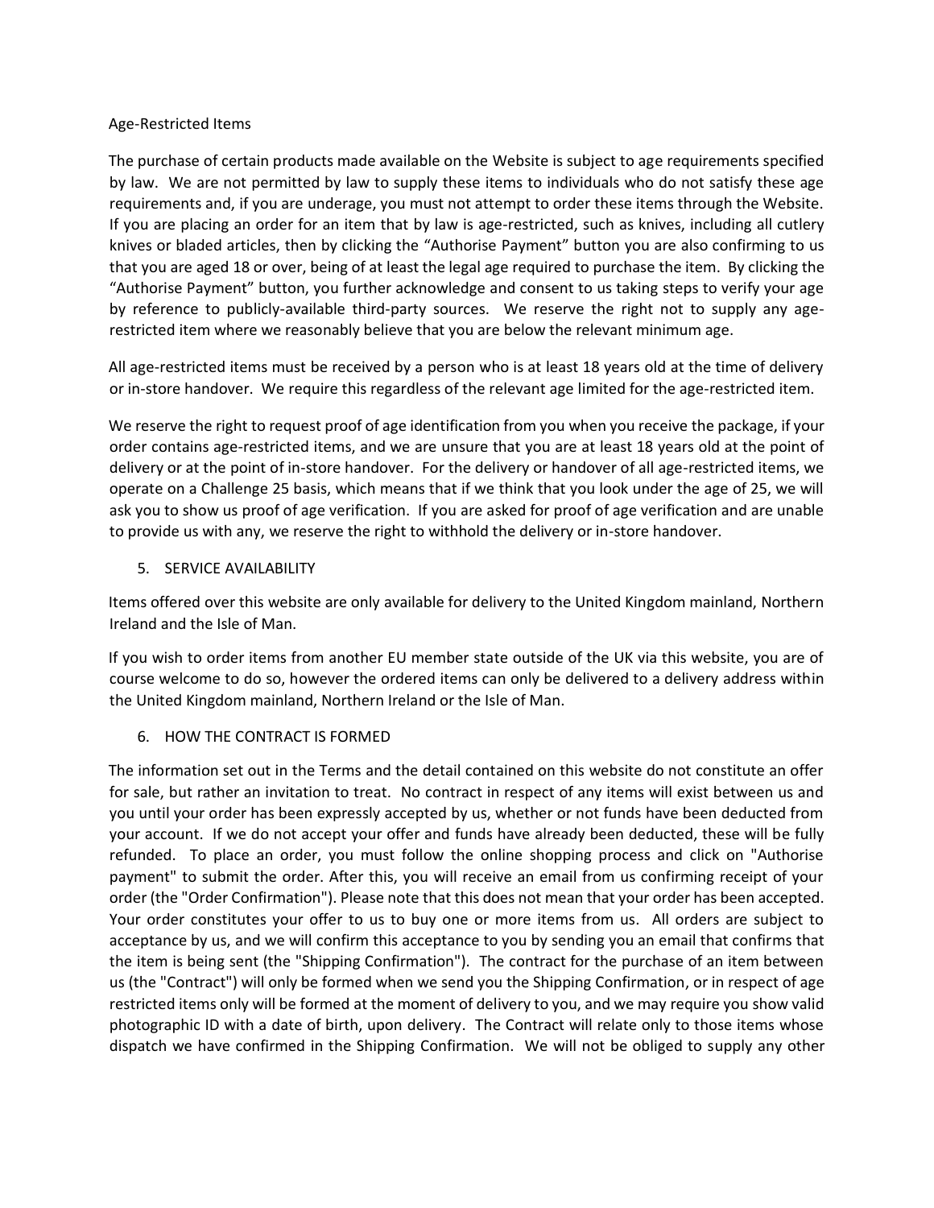Age-Restricted Items

The purchase of certain products made available on the Website is subject to age requirements specified by law. We are not permitted by law to supply these items to individuals who do not satisfy these age requirements and, if you are underage, you must not attempt to order these items through the Website. If you are placing an order for an item that by law is age-restricted, such as knives, including all cutlery knives or bladed articles, then by clicking the "Authorise Payment" button you are also confirming to us that you are aged 18 or over, being of at least the legal age required to purchase the item. By clicking the "Authorise Payment" button, you further acknowledge and consent to us taking steps to verify your age by reference to publicly-available third-party sources. We reserve the right not to supply any age-restricted item where we reasonably believe that you are below the relevant minimum age.

All age-restricted items must be received by a person who is at least 18 years old at the time of delivery or in-store handover. We require this regardless of the relevant age limited for the age-restricted item.

We reserve the right to request proof of age identification from you when you receive the package, if your order contains age-restricted items, and we are unsure that you are at least 18 years old at the point of delivery or at the point of in-store handover. For the delivery or handover of all age-restricted items, we operate on a Challenge 25 basis, which means that if we think that you look under the age of 25, we will ask you to show us proof of age verification. If you are asked for proof of age verification and are unable to provide us with any, we reserve the right to withhold the delivery or in-store handover.

5. SERVICE AVAILABILITY

Items offered over this website are only available for delivery to the United Kingdom mainland, Northern Ireland and the Isle of Man.

If you wish to order items from another EU member state outside of the UK via this website, you are of course welcome to do so, however the ordered items can only be delivered to a delivery address within the United Kingdom mainland, Northern Ireland or the Isle of Man.

6. HOW THE CONTRACT IS FORMED

The information set out in the Terms and the detail contained on this website do not constitute an offer for sale, but rather an invitation to treat. No contract in respect of any items will exist between us and you until your order has been expressly accepted by us, whether or not funds have been deducted from your account. If we do not accept your offer and funds have already been deducted, these will be fully refunded. To place an order, you must follow the online shopping process and click on "Authorise payment" to submit the order. After this, you will receive an email from us confirming receipt of your order (the "Order Confirmation"). Please note that this does not mean that your order has been accepted. Your order constitutes your offer to us to buy one or more items from us. All orders are subject to acceptance by us, and we will confirm this acceptance to you by sending you an email that confirms that the item is being sent (the "Shipping Confirmation"). The contract for the purchase of an item between us (the "Contract") will only be formed when we send you the Shipping Confirmation, or in respect of age restricted items only will be formed at the moment of delivery to you, and we may require you show valid photographic ID with a date of birth, upon delivery. The Contract will relate only to those items whose dispatch we have confirmed in the Shipping Confirmation. We will not be obliged to supply any other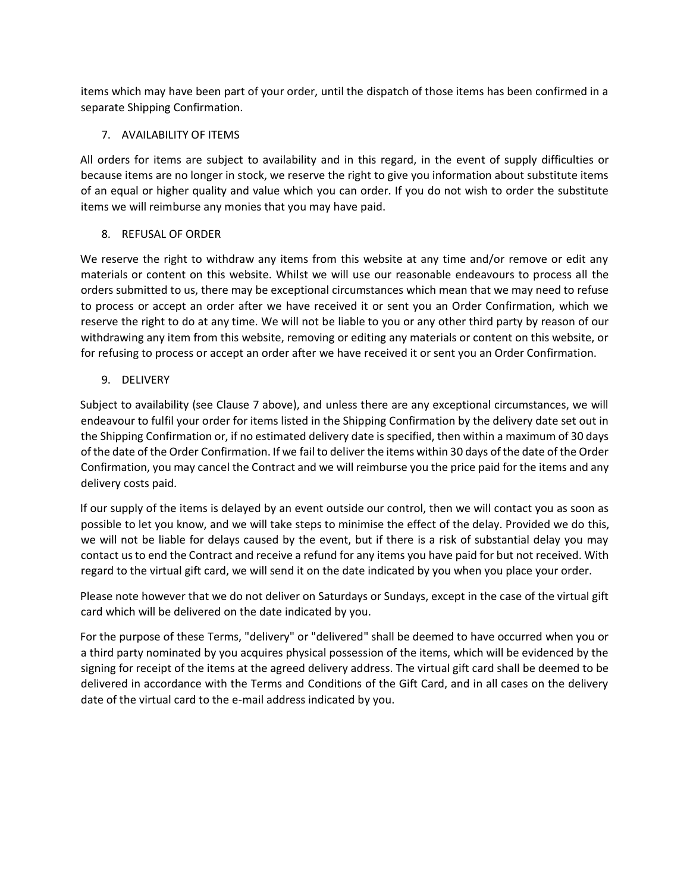items which may have been part of your order, until the dispatch of those items has been confirmed in a separate Shipping Confirmation.

7. AVAILABILITY OF ITEMS

All orders for items are subject to availability and in this regard, in the event of supply difficulties or because items are no longer in stock, we reserve the right to give you information about substitute items of an equal or higher quality and value which you can order. If you do not wish to order the substitute items we will reimburse any monies that you may have paid.

8. REFUSAL OF ORDER

We reserve the right to withdraw any items from this website at any time and/or remove or edit any materials or content on this website. Whilst we will use our reasonable endeavours to process all the orders submitted to us, there may be exceptional circumstances which mean that we may need to refuse to process or accept an order after we have received it or sent you an Order Confirmation, which we reserve the right to do at any time. We will not be liable to you or any other third party by reason of our withdrawing any item from this website, removing or editing any materials or content on this website, or for refusing to process or accept an order after we have received it or sent you an Order Confirmation.

9. DELIVERY

Subject to availability (see Clause 7 above), and unless there are any exceptional circumstances, we will endeavour to fulfil your order for items listed in the Shipping Confirmation by the delivery date set out in the Shipping Confirmation or, if no estimated delivery date is specified, then within a maximum of 30 days of the date of the Order Confirmation. If we fail to deliver the items within 30 days of the date of the Order Confirmation, you may cancel the Contract and we will reimburse you the price paid for the items and any delivery costs paid.

If our supply of the items is delayed by an event outside our control, then we will contact you as soon as possible to let you know, and we will take steps to minimise the effect of the delay. Provided we do this, we will not be liable for delays caused by the event, but if there is a risk of substantial delay you may contact us to end the Contract and receive a refund for any items you have paid for but not received. With regard to the virtual gift card, we will send it on the date indicated by you when you place your order.

Please note however that we do not deliver on Saturdays or Sundays, except in the case of the virtual gift card which will be delivered on the date indicated by you.

For the purpose of these Terms, "delivery" or "delivered" shall be deemed to have occurred when you or a third party nominated by you acquires physical possession of the items, which will be evidenced by the signing for receipt of the items at the agreed delivery address. The virtual gift card shall be deemed to be delivered in accordance with the Terms and Conditions of the Gift Card, and in all cases on the delivery date of the virtual card to the e-mail address indicated by you.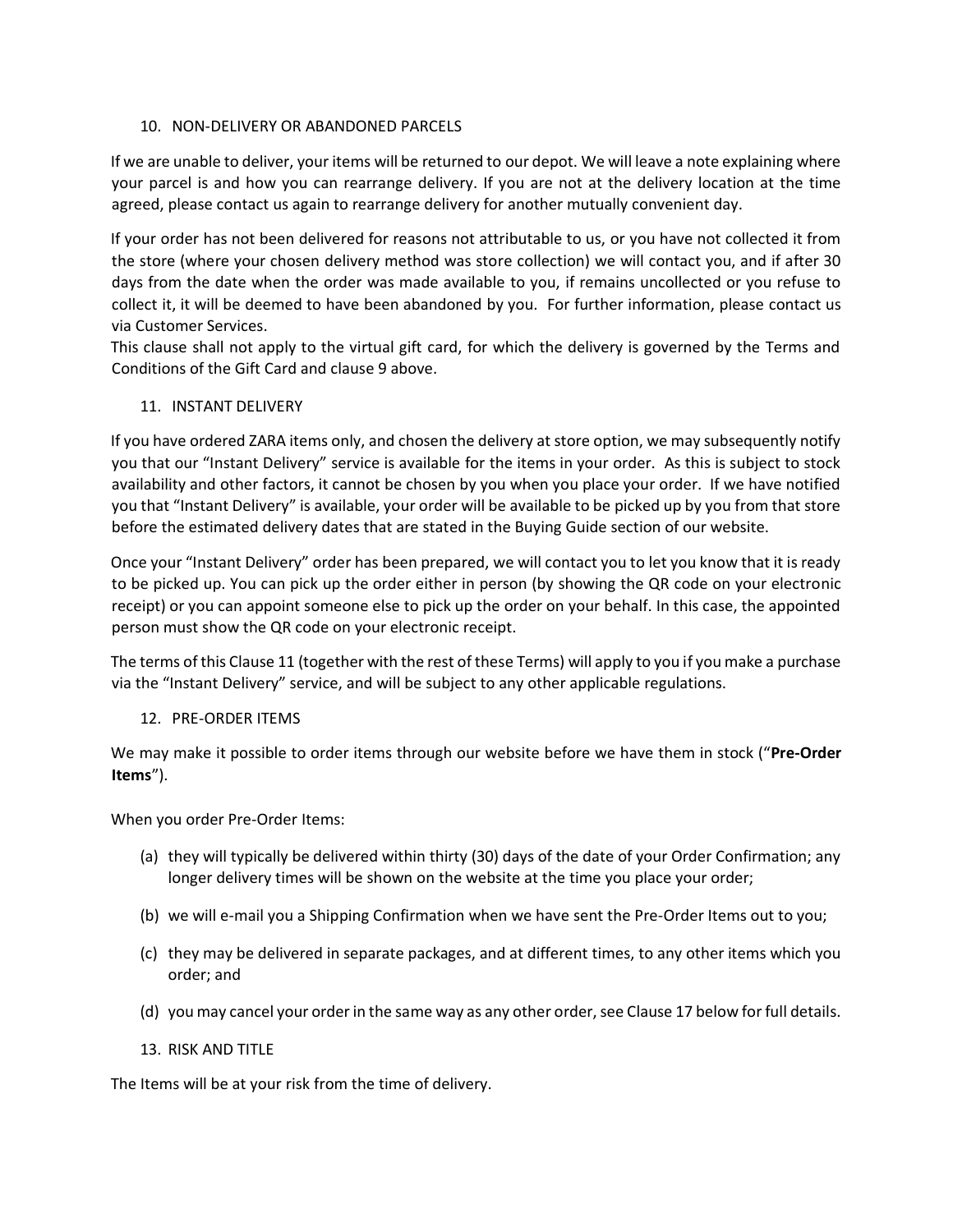## 10. NON-DELIVERY OR ABANDONED PARCELS

If we are unable to deliver, your items will be returned to our depot. We will leave a note explaining where your parcel is and how you can rearrange delivery. If you are not at the delivery location at the time agreed, please contact us again to rearrange delivery for another mutually convenient day.

If your order has not been delivered for reasons not attributable to us, or you have not collected it from the store (where your chosen delivery method was store collection) we will contact you, and if after 30 days from the date when the order was made available to you, if remains uncollected or you refuse to collect it, it will be deemed to have been abandoned by you. For further information, please contact us via Customer Services.
This clause shall not apply to the virtual gift card, for which the delivery is governed by the Terms and Conditions of the Gift Card and clause 9 above.

## 11. INSTANT DELIVERY

If you have ordered ZARA items only, and chosen the delivery at store option, we may subsequently notify you that our "Instant Delivery" service is available for the items in your order. As this is subject to stock availability and other factors, it cannot be chosen by you when you place your order. If we have notified you that "Instant Delivery" is available, your order will be available to be picked up by you from that store before the estimated delivery dates that are stated in the Buying Guide section of our website.

Once your "Instant Delivery" order has been prepared, we will contact you to let you know that it is ready to be picked up. You can pick up the order either in person (by showing the QR code on your electronic receipt) or you can appoint someone else to pick up the order on your behalf. In this case, the appointed person must show the QR code on your electronic receipt.

The terms of this Clause 11 (together with the rest of these Terms) will apply to you if you make a purchase via the "Instant Delivery" service, and will be subject to any other applicable regulations.

## 12. PRE-ORDER ITEMS

We may make it possible to order items through our website before we have them in stock ("**Pre-Order Items**").

When you order Pre-Order Items:

(a) they will typically be delivered within thirty (30) days of the date of your Order Confirmation; any longer delivery times will be shown on the website at the time you place your order;

(b) we will e-mail you a Shipping Confirmation when we have sent the Pre-Order Items out to you;

(c) they may be delivered in separate packages, and at different times, to any other items which you order; and

(d) you may cancel your order in the same way as any other order, see Clause 17 below for full details.

## 13. RISK AND TITLE

The Items will be at your risk from the time of delivery.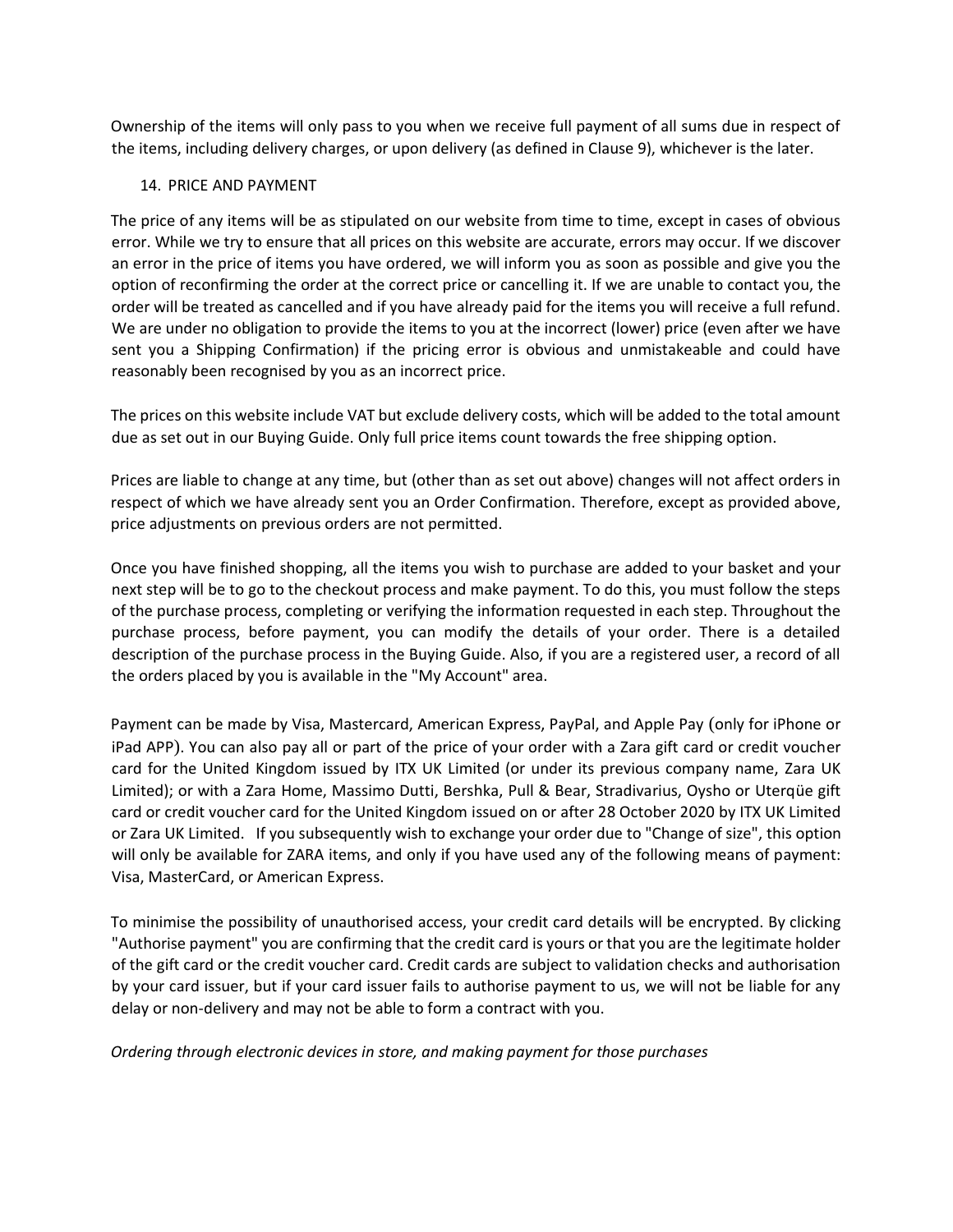Ownership of the items will only pass to you when we receive full payment of all sums due in respect of the items, including delivery charges, or upon delivery (as defined in Clause 9), whichever is the later.

## 14. PRICE AND PAYMENT

The price of any items will be as stipulated on our website from time to time, except in cases of obvious error. While we try to ensure that all prices on this website are accurate, errors may occur. If we discover an error in the price of items you have ordered, we will inform you as soon as possible and give you the option of reconfirming the order at the correct price or cancelling it. If we are unable to contact you, the order will be treated as cancelled and if you have already paid for the items you will receive a full refund. We are under no obligation to provide the items to you at the incorrect (lower) price (even after we have sent you a Shipping Confirmation) if the pricing error is obvious and unmistakeable and could have reasonably been recognised by you as an incorrect price.

The prices on this website include VAT but exclude delivery costs, which will be added to the total amount due as set out in our Buying Guide. Only full price items count towards the free shipping option.

Prices are liable to change at any time, but (other than as set out above) changes will not affect orders in respect of which we have already sent you an Order Confirmation. Therefore, except as provided above, price adjustments on previous orders are not permitted.

Once you have finished shopping, all the items you wish to purchase are added to your basket and your next step will be to go to the checkout process and make payment. To do this, you must follow the steps of the purchase process, completing or verifying the information requested in each step. Throughout the purchase process, before payment, you can modify the details of your order. There is a detailed description of the purchase process in the Buying Guide. Also, if you are a registered user, a record of all the orders placed by you is available in the "My Account" area.

Payment can be made by Visa, Mastercard, American Express, PayPal, and Apple Pay (only for iPhone or iPad APP). You can also pay all or part of the price of your order with a Zara gift card or credit voucher card for the United Kingdom issued by ITX UK Limited (or under its previous company name, Zara UK Limited); or with a Zara Home, Massimo Dutti, Bershka, Pull & Bear, Stradivarius, Oysho or Uterqüe gift card or credit voucher card for the United Kingdom issued on or after 28 October 2020 by ITX UK Limited or Zara UK Limited. If you subsequently wish to exchange your order due to "Change of size", this option will only be available for ZARA items, and only if you have used any of the following means of payment: Visa, MasterCard, or American Express.

To minimise the possibility of unauthorised access, your credit card details will be encrypted. By clicking "Authorise payment" you are confirming that the credit card is yours or that you are the legitimate holder of the gift card or the credit voucher card. Credit cards are subject to validation checks and authorisation by your card issuer, but if your card issuer fails to authorise payment to us, we will not be liable for any delay or non-delivery and may not be able to form a contract with you.

*Ordering through electronic devices in store, and making payment for those purchases*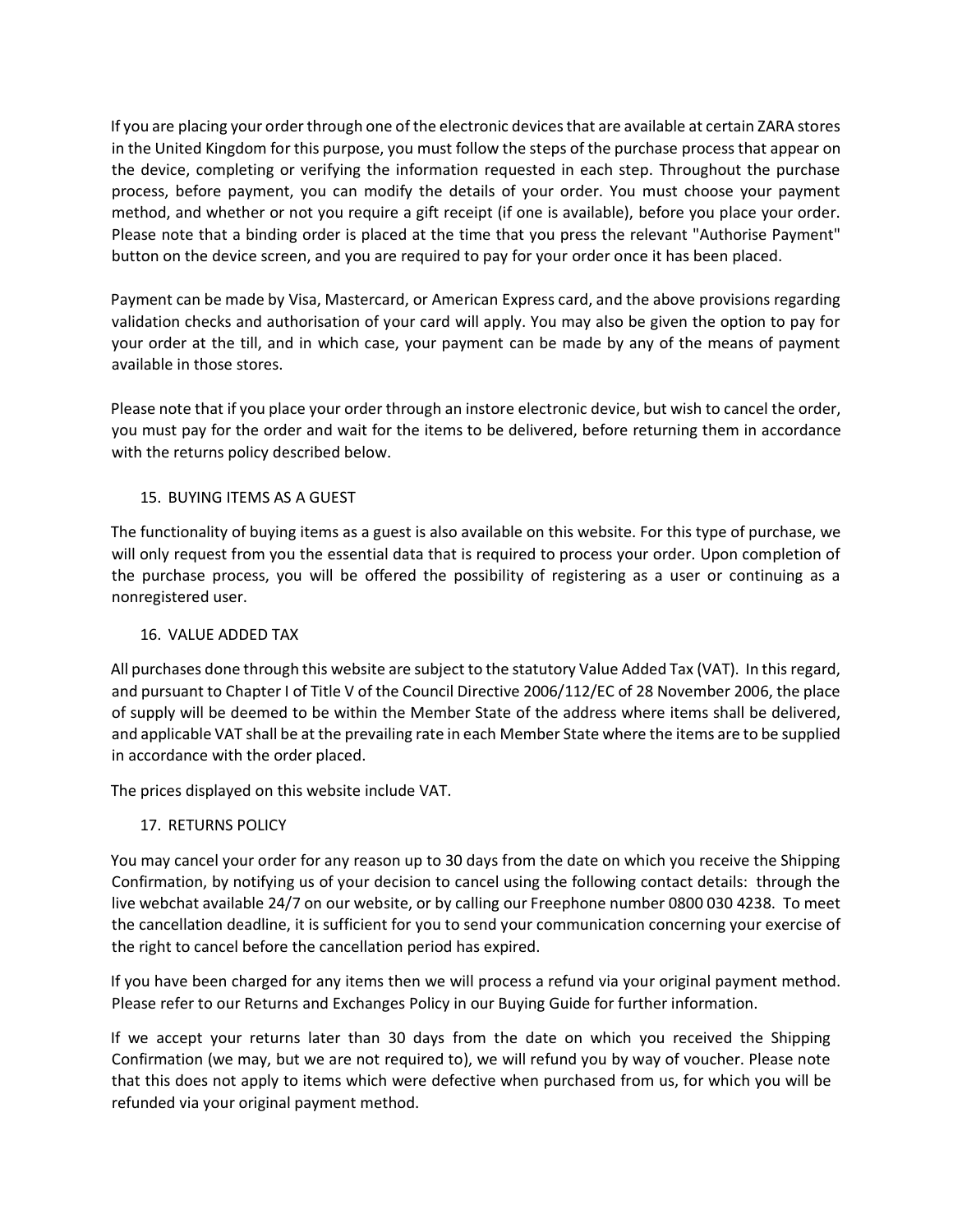If you are placing your order through one of the electronic devices that are available at certain ZARA stores in the United Kingdom for this purpose, you must follow the steps of the purchase process that appear on the device, completing or verifying the information requested in each step. Throughout the purchase process, before payment, you can modify the details of your order. You must choose your payment method, and whether or not you require a gift receipt (if one is available), before you place your order. Please note that a binding order is placed at the time that you press the relevant "Authorise Payment" button on the device screen, and you are required to pay for your order once it has been placed.

Payment can be made by Visa, Mastercard, or American Express card, and the above provisions regarding validation checks and authorisation of your card will apply. You may also be given the option to pay for your order at the till, and in which case, your payment can be made by any of the means of payment available in those stores.

Please note that if you place your order through an instore electronic device, but wish to cancel the order, you must pay for the order and wait for the items to be delivered, before returning them in accordance with the returns policy described below.

## 15. BUYING ITEMS AS A GUEST

The functionality of buying items as a guest is also available on this website. For this type of purchase, we will only request from you the essential data that is required to process your order. Upon completion of the purchase process, you will be offered the possibility of registering as a user or continuing as a nonregistered user.

## 16. VALUE ADDED TAX

All purchases done through this website are subject to the statutory Value Added Tax (VAT). In this regard, and pursuant to Chapter I of Title V of the Council Directive 2006/112/EC of 28 November 2006, the place of supply will be deemed to be within the Member State of the address where items shall be delivered, and applicable VAT shall be at the prevailing rate in each Member State where the items are to be supplied in accordance with the order placed.

The prices displayed on this website include VAT.

## 17. RETURNS POLICY

You may cancel your order for any reason up to 30 days from the date on which you receive the Shipping Confirmation, by notifying us of your decision to cancel using the following contact details: through the live webchat available 24/7 on our website, or by calling our Freephone number 0800 030 4238. To meet the cancellation deadline, it is sufficient for you to send your communication concerning your exercise of the right to cancel before the cancellation period has expired.

If you have been charged for any items then we will process a refund via your original payment method. Please refer to our Returns and Exchanges Policy in our Buying Guide for further information.

If we accept your returns later than 30 days from the date on which you received the Shipping Confirmation (we may, but we are not required to), we will refund you by way of voucher. Please note that this does not apply to items which were defective when purchased from us, for which you will be refunded via your original payment method.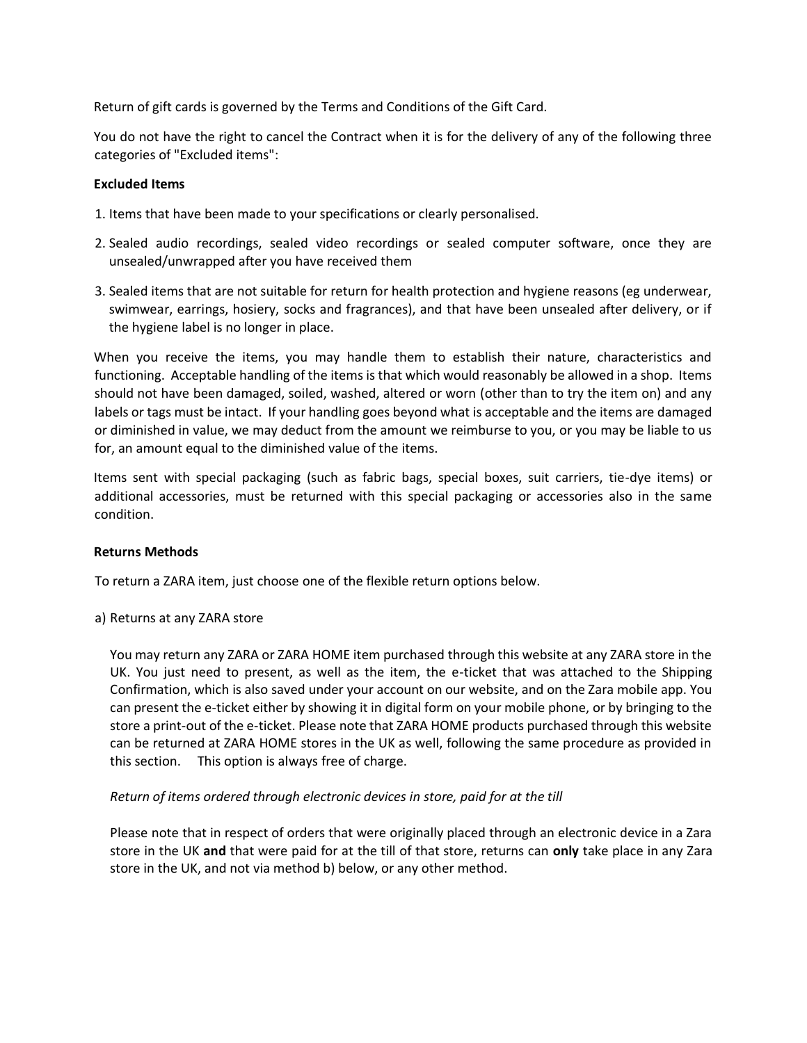Return of gift cards is governed by the Terms and Conditions of the Gift Card.

You do not have the right to cancel the Contract when it is for the delivery of any of the following three categories of "Excluded items":

**Excluded Items**

1. Items that have been made to your specifications or clearly personalised.
2. Sealed audio recordings, sealed video recordings or sealed computer software, once they are unsealed/unwrapped after you have received them
3. Sealed items that are not suitable for return for health protection and hygiene reasons (eg underwear, swimwear, earrings, hosiery, socks and fragrances), and that have been unsealed after delivery, or if the hygiene label is no longer in place.

When you receive the items, you may handle them to establish their nature, characteristics and functioning. Acceptable handling of the items is that which would reasonably be allowed in a shop. Items should not have been damaged, soiled, washed, altered or worn (other than to try the item on) and any labels or tags must be intact. If your handling goes beyond what is acceptable and the items are damaged or diminished in value, we may deduct from the amount we reimburse to you, or you may be liable to us for, an amount equal to the diminished value of the items.

Items sent with special packaging (such as fabric bags, special boxes, suit carriers, tie-dye items) or additional accessories, must be returned with this special packaging or accessories also in the same condition.

**Returns Methods**

To return a ZARA item, just choose one of the flexible return options below.

a) Returns at any ZARA store

You may return any ZARA or ZARA HOME item purchased through this website at any ZARA store in the UK. You just need to present, as well as the item, the e-ticket that was attached to the Shipping Confirmation, which is also saved under your account on our website, and on the Zara mobile app. You can present the e-ticket either by showing it in digital form on your mobile phone, or by bringing to the store a print-out of the e-ticket. Please note that ZARA HOME products purchased through this website can be returned at ZARA HOME stores in the UK as well, following the same procedure as provided in this section. This option is always free of charge.

*Return of items ordered through electronic devices in store, paid for at the till*

Please note that in respect of orders that were originally placed through an electronic device in a Zara store in the UK **and** that were paid for at the till of that store, returns can **only** take place in any Zara store in the UK, and not via method b) below, or any other method.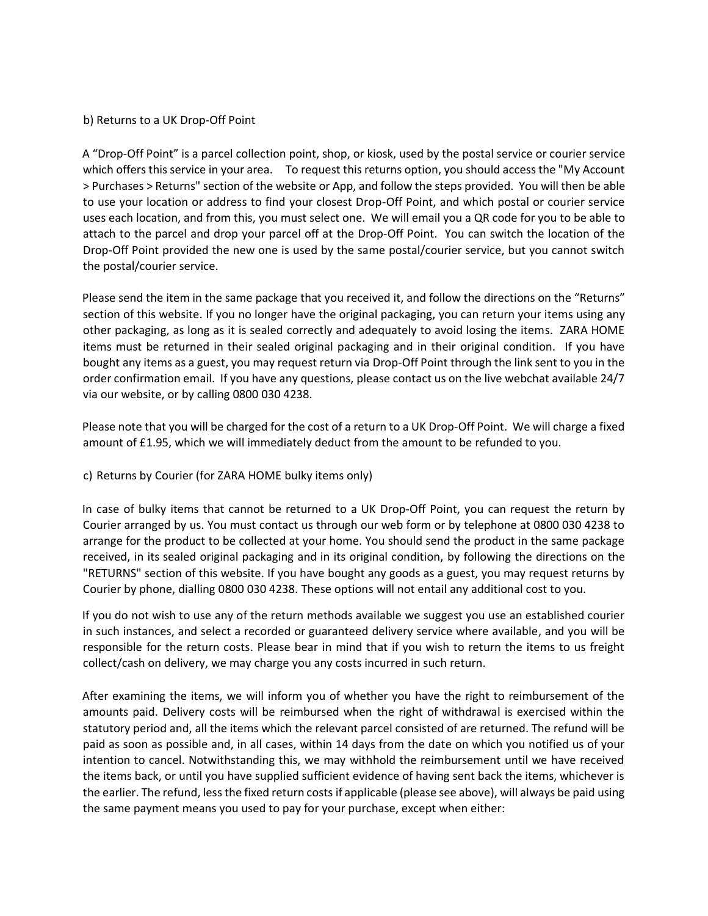b) Returns to a UK Drop-Off Point

A "Drop-Off Point" is a parcel collection point, shop, or kiosk, used by the postal service or courier service which offers this service in your area. To request this returns option, you should access the "My Account > Purchases > Returns" section of the website or App, and follow the steps provided. You will then be able to use your location or address to find your closest Drop-Off Point, and which postal or courier service uses each location, and from this, you must select one. We will email you a QR code for you to be able to attach to the parcel and drop your parcel off at the Drop-Off Point. You can switch the location of the Drop-Off Point provided the new one is used by the same postal/courier service, but you cannot switch the postal/courier service.

Please send the item in the same package that you received it, and follow the directions on the "Returns" section of this website. If you no longer have the original packaging, you can return your items using any other packaging, as long as it is sealed correctly and adequately to avoid losing the items. ZARA HOME items must be returned in their sealed original packaging and in their original condition. If you have bought any items as a guest, you may request return via Drop-Off Point through the link sent to you in the order confirmation email. If you have any questions, please contact us on the live webchat available 24/7 via our website, or by calling 0800 030 4238.

Please note that you will be charged for the cost of a return to a UK Drop-Off Point. We will charge a fixed amount of £1.95, which we will immediately deduct from the amount to be refunded to you.

c) Returns by Courier (for ZARA HOME bulky items only)

In case of bulky items that cannot be returned to a UK Drop-Off Point, you can request the return by Courier arranged by us. You must contact us through our web form or by telephone at 0800 030 4238 to arrange for the product to be collected at your home. You should send the product in the same package received, in its sealed original packaging and in its original condition, by following the directions on the "RETURNS" section of this website. If you have bought any goods as a guest, you may request returns by Courier by phone, dialling 0800 030 4238. These options will not entail any additional cost to you.

If you do not wish to use any of the return methods available we suggest you use an established courier in such instances, and select a recorded or guaranteed delivery service where available, and you will be responsible for the return costs. Please bear in mind that if you wish to return the items to us freight collect/cash on delivery, we may charge you any costs incurred in such return.

After examining the items, we will inform you of whether you have the right to reimbursement of the amounts paid. Delivery costs will be reimbursed when the right of withdrawal is exercised within the statutory period and, all the items which the relevant parcel consisted of are returned. The refund will be paid as soon as possible and, in all cases, within 14 days from the date on which you notified us of your intention to cancel. Notwithstanding this, we may withhold the reimbursement until we have received the items back, or until you have supplied sufficient evidence of having sent back the items, whichever is the earlier. The refund, less the fixed return costs if applicable (please see above), will always be paid using the same payment means you used to pay for your purchase, except when either: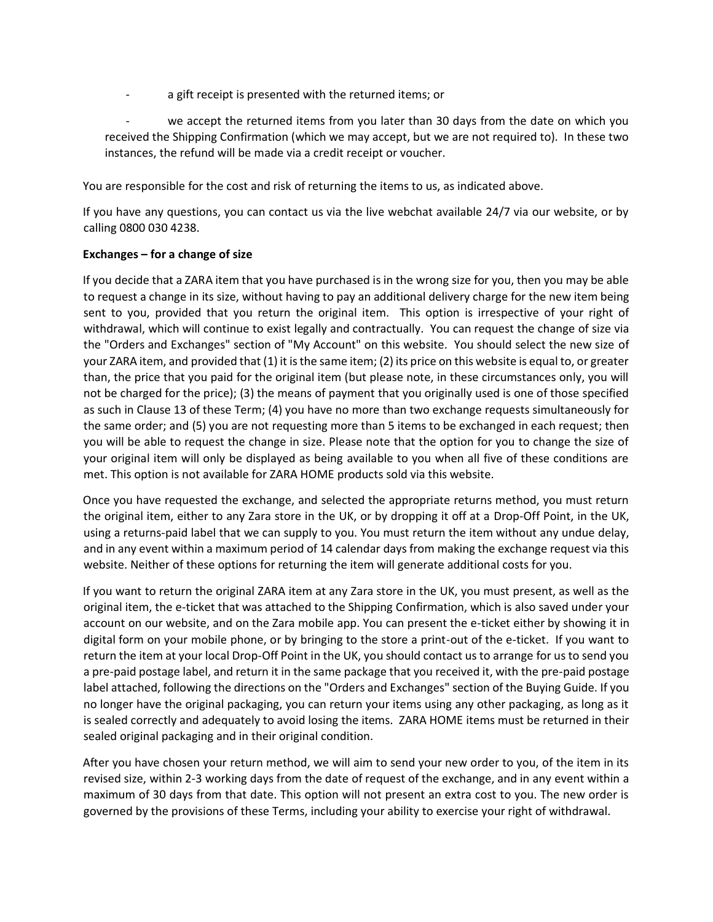- a gift receipt is presented with the returned items; or

- we accept the returned items from you later than 30 days from the date on which you received the Shipping Confirmation (which we may accept, but we are not required to). In these two instances, the refund will be made via a credit receipt or voucher.

You are responsible for the cost and risk of returning the items to us, as indicated above.

If you have any questions, you can contact us via the live webchat available 24/7 via our website, or by calling 0800 030 4238.

**Exchanges – for a change of size**

If you decide that a ZARA item that you have purchased is in the wrong size for you, then you may be able to request a change in its size, without having to pay an additional delivery charge for the new item being sent to you, provided that you return the original item. This option is irrespective of your right of withdrawal, which will continue to exist legally and contractually. You can request the change of size via the "Orders and Exchanges" section of "My Account" on this website. You should select the new size of your ZARA item, and provided that (1) it is the same item; (2) its price on this website is equal to, or greater than, the price that you paid for the original item (but please note, in these circumstances only, you will not be charged for the price); (3) the means of payment that you originally used is one of those specified as such in Clause 13 of these Term; (4) you have no more than two exchange requests simultaneously for the same order; and (5) you are not requesting more than 5 items to be exchanged in each request; then you will be able to request the change in size. Please note that the option for you to change the size of your original item will only be displayed as being available to you when all five of these conditions are met. This option is not available for ZARA HOME products sold via this website.

Once you have requested the exchange, and selected the appropriate returns method, you must return the original item, either to any Zara store in the UK, or by dropping it off at a Drop-Off Point, in the UK, using a returns-paid label that we can supply to you. You must return the item without any undue delay, and in any event within a maximum period of 14 calendar days from making the exchange request via this website. Neither of these options for returning the item will generate additional costs for you.

If you want to return the original ZARA item at any Zara store in the UK, you must present, as well as the original item, the e-ticket that was attached to the Shipping Confirmation, which is also saved under your account on our website, and on the Zara mobile app. You can present the e-ticket either by showing it in digital form on your mobile phone, or by bringing to the store a print-out of the e-ticket. If you want to return the item at your local Drop-Off Point in the UK, you should contact us to arrange for us to send you a pre-paid postage label, and return it in the same package that you received it, with the pre-paid postage label attached, following the directions on the "Orders and Exchanges" section of the Buying Guide. If you no longer have the original packaging, you can return your items using any other packaging, as long as it is sealed correctly and adequately to avoid losing the items. ZARA HOME items must be returned in their sealed original packaging and in their original condition.

After you have chosen your return method, we will aim to send your new order to you, of the item in its revised size, within 2-3 working days from the date of request of the exchange, and in any event within a maximum of 30 days from that date. This option will not present an extra cost to you. The new order is governed by the provisions of these Terms, including your ability to exercise your right of withdrawal.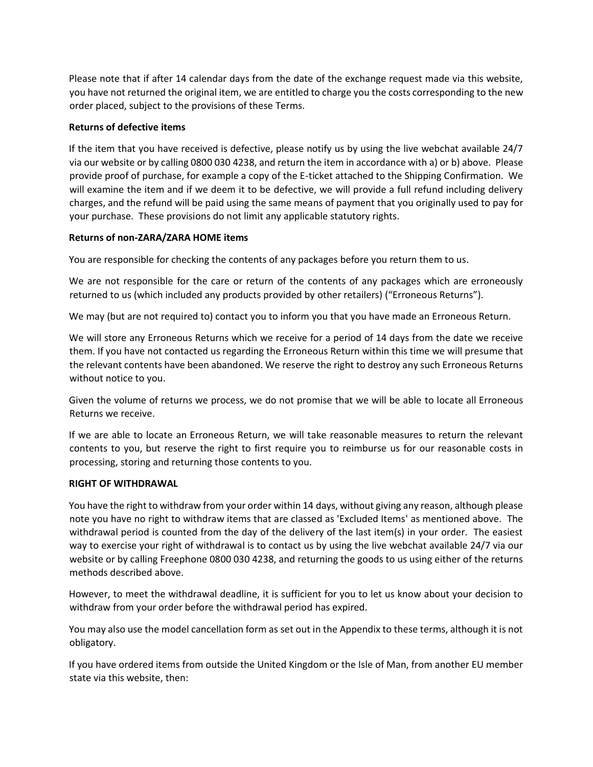Please note that if after 14 calendar days from the date of the exchange request made via this website, you have not returned the original item, we are entitled to charge you the costs corresponding to the new order placed, subject to the provisions of these Terms.

**Returns of defective items**

If the item that you have received is defective, please notify us by using the live webchat available 24/7 via our website or by calling 0800 030 4238, and return the item in accordance with a) or b) above. Please provide proof of purchase, for example a copy of the E-ticket attached to the Shipping Confirmation. We will examine the item and if we deem it to be defective, we will provide a full refund including delivery charges, and the refund will be paid using the same means of payment that you originally used to pay for your purchase. These provisions do not limit any applicable statutory rights.

**Returns of non-ZARA/ZARA HOME items**

You are responsible for checking the contents of any packages before you return them to us.

We are not responsible for the care or return of the contents of any packages which are erroneously returned to us (which included any products provided by other retailers) ("Erroneous Returns").

We may (but are not required to) contact you to inform you that you have made an Erroneous Return.

We will store any Erroneous Returns which we receive for a period of 14 days from the date we receive them. If you have not contacted us regarding the Erroneous Return within this time we will presume that the relevant contents have been abandoned. We reserve the right to destroy any such Erroneous Returns without notice to you.

Given the volume of returns we process, we do not promise that we will be able to locate all Erroneous Returns we receive.

If we are able to locate an Erroneous Return, we will take reasonable measures to return the relevant contents to you, but reserve the right to first require you to reimburse us for our reasonable costs in processing, storing and returning those contents to you.

**RIGHT OF WITHDRAWAL**

You have the right to withdraw from your order within 14 days, without giving any reason, although please note you have no right to withdraw items that are classed as 'Excluded Items' as mentioned above. The withdrawal period is counted from the day of the delivery of the last item(s) in your order. The easiest way to exercise your right of withdrawal is to contact us by using the live webchat available 24/7 via our website or by calling Freephone 0800 030 4238, and returning the goods to us using either of the returns methods described above.

However, to meet the withdrawal deadline, it is sufficient for you to let us know about your decision to withdraw from your order before the withdrawal period has expired.

You may also use the model cancellation form as set out in the Appendix to these terms, although it is not obligatory.

If you have ordered items from outside the United Kingdom or the Isle of Man, from another EU member state via this website, then: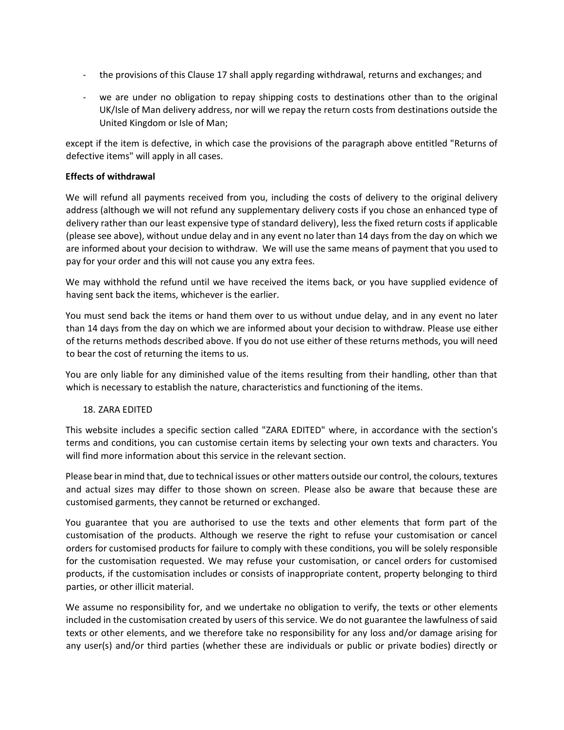- the provisions of this Clause 17 shall apply regarding withdrawal, returns and exchanges; and
- we are under no obligation to repay shipping costs to destinations other than to the original UK/Isle of Man delivery address, nor will we repay the return costs from destinations outside the United Kingdom or Isle of Man;

except if the item is defective, in which case the provisions of the paragraph above entitled "Returns of defective items" will apply in all cases.

**Effects of withdrawal**

We will refund all payments received from you, including the costs of delivery to the original delivery address (although we will not refund any supplementary delivery costs if you chose an enhanced type of delivery rather than our least expensive type of standard delivery), less the fixed return costs if applicable (please see above), without undue delay and in any event no later than 14 days from the day on which we are informed about your decision to withdraw. We will use the same means of payment that you used to pay for your order and this will not cause you any extra fees.

We may withhold the refund until we have received the items back, or you have supplied evidence of having sent back the items, whichever is the earlier.

You must send back the items or hand them over to us without undue delay, and in any event no later than 14 days from the day on which we are informed about your decision to withdraw. Please use either of the returns methods described above. If you do not use either of these returns methods, you will need to bear the cost of returning the items to us.

You are only liable for any diminished value of the items resulting from their handling, other than that which is necessary to establish the nature, characteristics and functioning of the items.

18. ZARA EDITED

This website includes a specific section called "ZARA EDITED" where, in accordance with the section's terms and conditions, you can customise certain items by selecting your own texts and characters. You will find more information about this service in the relevant section.

Please bear in mind that, due to technical issues or other matters outside our control, the colours, textures and actual sizes may differ to those shown on screen. Please also be aware that because these are customised garments, they cannot be returned or exchanged.

You guarantee that you are authorised to use the texts and other elements that form part of the customisation of the products. Although we reserve the right to refuse your customisation or cancel orders for customised products for failure to comply with these conditions, you will be solely responsible for the customisation requested. We may refuse your customisation, or cancel orders for customised products, if the customisation includes or consists of inappropriate content, property belonging to third parties, or other illicit material.

We assume no responsibility for, and we undertake no obligation to verify, the texts or other elements included in the customisation created by users of this service. We do not guarantee the lawfulness of said texts or other elements, and we therefore take no responsibility for any loss and/or damage arising for any user(s) and/or third parties (whether these are individuals or public or private bodies) directly or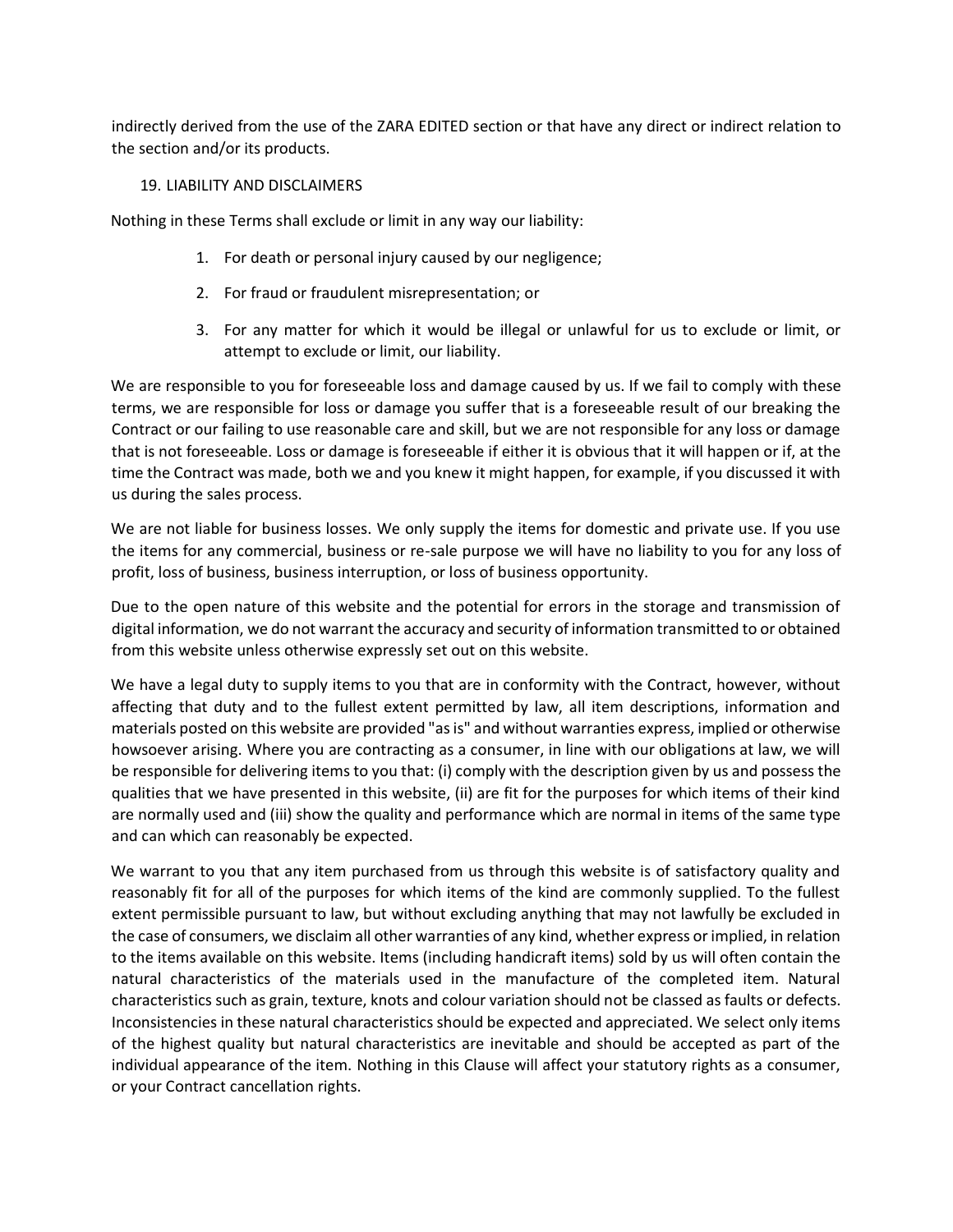indirectly derived from the use of the ZARA EDITED section or that have any direct or indirect relation to the section and/or its products.

## 19. LIABILITY AND DISCLAIMERS

Nothing in these Terms shall exclude or limit in any way our liability:

1. For death or personal injury caused by our negligence;
2. For fraud or fraudulent misrepresentation; or
3. For any matter for which it would be illegal or unlawful for us to exclude or limit, or attempt to exclude or limit, our liability.

We are responsible to you for foreseeable loss and damage caused by us. If we fail to comply with these terms, we are responsible for loss or damage you suffer that is a foreseeable result of our breaking the Contract or our failing to use reasonable care and skill, but we are not responsible for any loss or damage that is not foreseeable. Loss or damage is foreseeable if either it is obvious that it will happen or if, at the time the Contract was made, both we and you knew it might happen, for example, if you discussed it with us during the sales process.

We are not liable for business losses. We only supply the items for domestic and private use. If you use the items for any commercial, business or re-sale purpose we will have no liability to you for any loss of profit, loss of business, business interruption, or loss of business opportunity.

Due to the open nature of this website and the potential for errors in the storage and transmission of digital information, we do not warrant the accuracy and security of information transmitted to or obtained from this website unless otherwise expressly set out on this website.

We have a legal duty to supply items to you that are in conformity with the Contract, however, without affecting that duty and to the fullest extent permitted by law, all item descriptions, information and materials posted on this website are provided "as is" and without warranties express, implied or otherwise howsoever arising. Where you are contracting as a consumer, in line with our obligations at law, we will be responsible for delivering items to you that: (i) comply with the description given by us and possess the qualities that we have presented in this website, (ii) are fit for the purposes for which items of their kind are normally used and (iii) show the quality and performance which are normal in items of the same type and can which can reasonably be expected.

We warrant to you that any item purchased from us through this website is of satisfactory quality and reasonably fit for all of the purposes for which items of the kind are commonly supplied. To the fullest extent permissible pursuant to law, but without excluding anything that may not lawfully be excluded in the case of consumers, we disclaim all other warranties of any kind, whether express or implied, in relation to the items available on this website. Items (including handicraft items) sold by us will often contain the natural characteristics of the materials used in the manufacture of the completed item. Natural characteristics such as grain, texture, knots and colour variation should not be classed as faults or defects. Inconsistencies in these natural characteristics should be expected and appreciated. We select only items of the highest quality but natural characteristics are inevitable and should be accepted as part of the individual appearance of the item. Nothing in this Clause will affect your statutory rights as a consumer, or your Contract cancellation rights.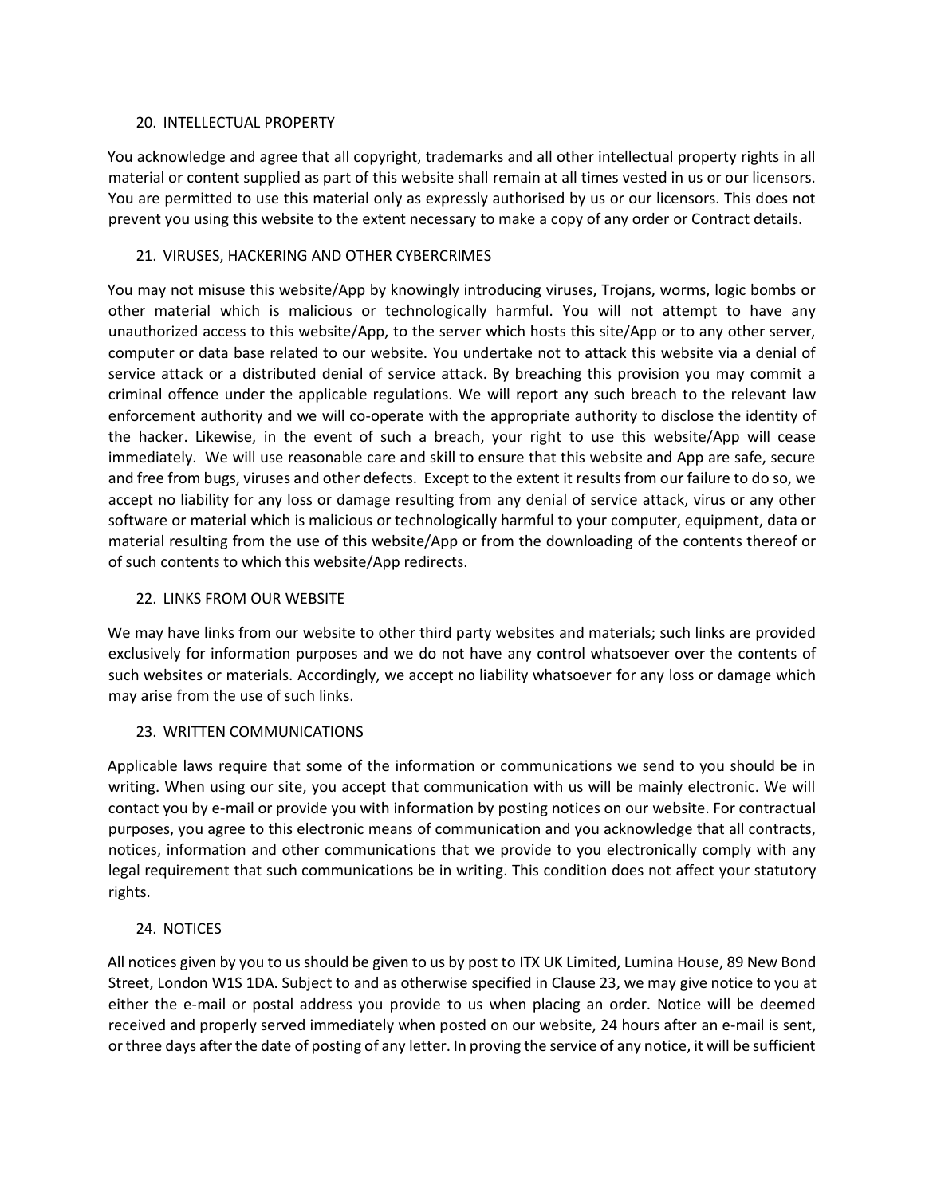## 20. INTELLECTUAL PROPERTY

You acknowledge and agree that all copyright, trademarks and all other intellectual property rights in all material or content supplied as part of this website shall remain at all times vested in us or our licensors. You are permitted to use this material only as expressly authorised by us or our licensors. This does not prevent you using this website to the extent necessary to make a copy of any order or Contract details.

## 21. VIRUSES, HACKERING AND OTHER CYBERCRIMES

You may not misuse this website/App by knowingly introducing viruses, Trojans, worms, logic bombs or other material which is malicious or technologically harmful. You will not attempt to have any unauthorized access to this website/App, to the server which hosts this site/App or to any other server, computer or data base related to our website. You undertake not to attack this website via a denial of service attack or a distributed denial of service attack. By breaching this provision you may commit a criminal offence under the applicable regulations. We will report any such breach to the relevant law enforcement authority and we will co-operate with the appropriate authority to disclose the identity of the hacker. Likewise, in the event of such a breach, your right to use this website/App will cease immediately. We will use reasonable care and skill to ensure that this website and App are safe, secure and free from bugs, viruses and other defects. Except to the extent it results from our failure to do so, we accept no liability for any loss or damage resulting from any denial of service attack, virus or any other software or material which is malicious or technologically harmful to your computer, equipment, data or material resulting from the use of this website/App or from the downloading of the contents thereof or of such contents to which this website/App redirects.

## 22. LINKS FROM OUR WEBSITE

We may have links from our website to other third party websites and materials; such links are provided exclusively for information purposes and we do not have any control whatsoever over the contents of such websites or materials. Accordingly, we accept no liability whatsoever for any loss or damage which may arise from the use of such links.

## 23. WRITTEN COMMUNICATIONS

Applicable laws require that some of the information or communications we send to you should be in writing. When using our site, you accept that communication with us will be mainly electronic. We will contact you by e-mail or provide you with information by posting notices on our website. For contractual purposes, you agree to this electronic means of communication and you acknowledge that all contracts, notices, information and other communications that we provide to you electronically comply with any legal requirement that such communications be in writing. This condition does not affect your statutory rights.

## 24. NOTICES

All notices given by you to us should be given to us by post to ITX UK Limited, Lumina House, 89 New Bond Street, London W1S 1DA. Subject to and as otherwise specified in Clause 23, we may give notice to you at either the e-mail or postal address you provide to us when placing an order. Notice will be deemed received and properly served immediately when posted on our website, 24 hours after an e-mail is sent, or three days after the date of posting of any letter. In proving the service of any notice, it will be sufficient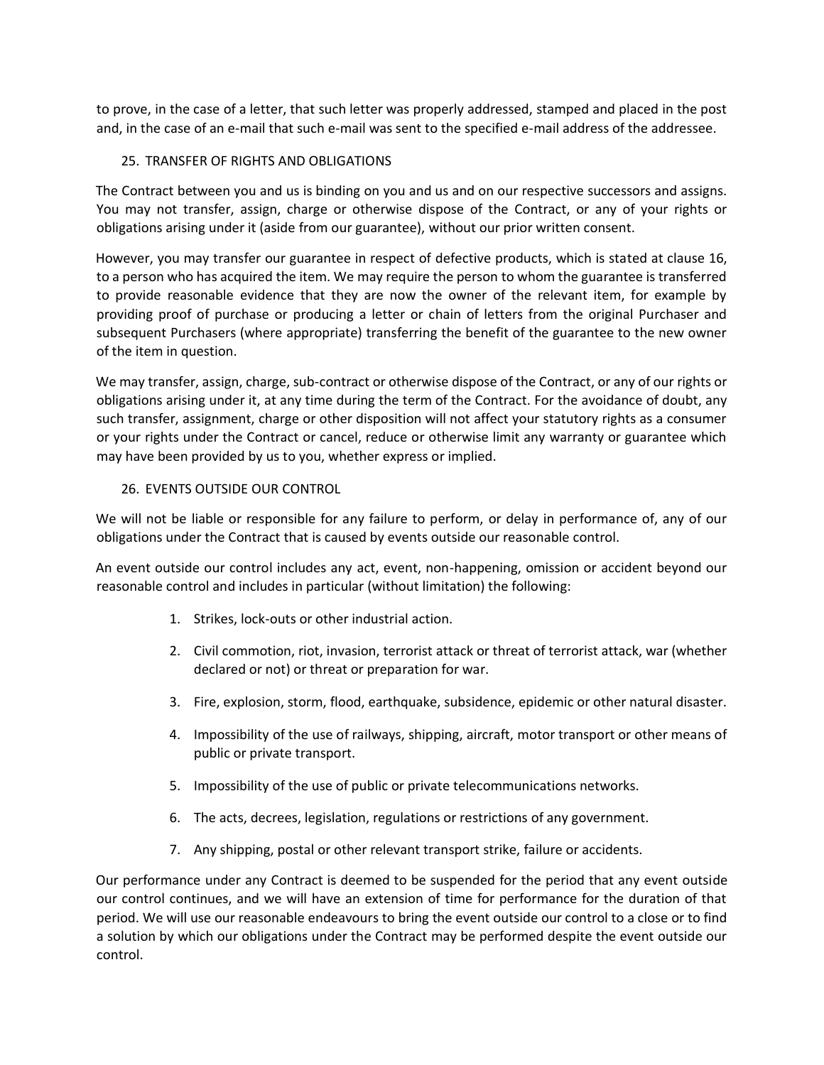to prove, in the case of a letter, that such letter was properly addressed, stamped and placed in the post and, in the case of an e-mail that such e-mail was sent to the specified e-mail address of the addressee.

## 25. TRANSFER OF RIGHTS AND OBLIGATIONS

The Contract between you and us is binding on you and us and on our respective successors and assigns. You may not transfer, assign, charge or otherwise dispose of the Contract, or any of your rights or obligations arising under it (aside from our guarantee), without our prior written consent.

However, you may transfer our guarantee in respect of defective products, which is stated at clause 16, to a person who has acquired the item. We may require the person to whom the guarantee is transferred to provide reasonable evidence that they are now the owner of the relevant item, for example by providing proof of purchase or producing a letter or chain of letters from the original Purchaser and subsequent Purchasers (where appropriate) transferring the benefit of the guarantee to the new owner of the item in question.

We may transfer, assign, charge, sub-contract or otherwise dispose of the Contract, or any of our rights or obligations arising under it, at any time during the term of the Contract. For the avoidance of doubt, any such transfer, assignment, charge or other disposition will not affect your statutory rights as a consumer or your rights under the Contract or cancel, reduce or otherwise limit any warranty or guarantee which may have been provided by us to you, whether express or implied.

## 26. EVENTS OUTSIDE OUR CONTROL

We will not be liable or responsible for any failure to perform, or delay in performance of, any of our obligations under the Contract that is caused by events outside our reasonable control.

An event outside our control includes any act, event, non-happening, omission or accident beyond our reasonable control and includes in particular (without limitation) the following:

1. Strikes, lock-outs or other industrial action.
2. Civil commotion, riot, invasion, terrorist attack or threat of terrorist attack, war (whether declared or not) or threat or preparation for war.
3. Fire, explosion, storm, flood, earthquake, subsidence, epidemic or other natural disaster.
4. Impossibility of the use of railways, shipping, aircraft, motor transport or other means of public or private transport.
5. Impossibility of the use of public or private telecommunications networks.
6. The acts, decrees, legislation, regulations or restrictions of any government.
7. Any shipping, postal or other relevant transport strike, failure or accidents.

Our performance under any Contract is deemed to be suspended for the period that any event outside our control continues, and we will have an extension of time for performance for the duration of that period. We will use our reasonable endeavours to bring the event outside our control to a close or to find a solution by which our obligations under the Contract may be performed despite the event outside our control.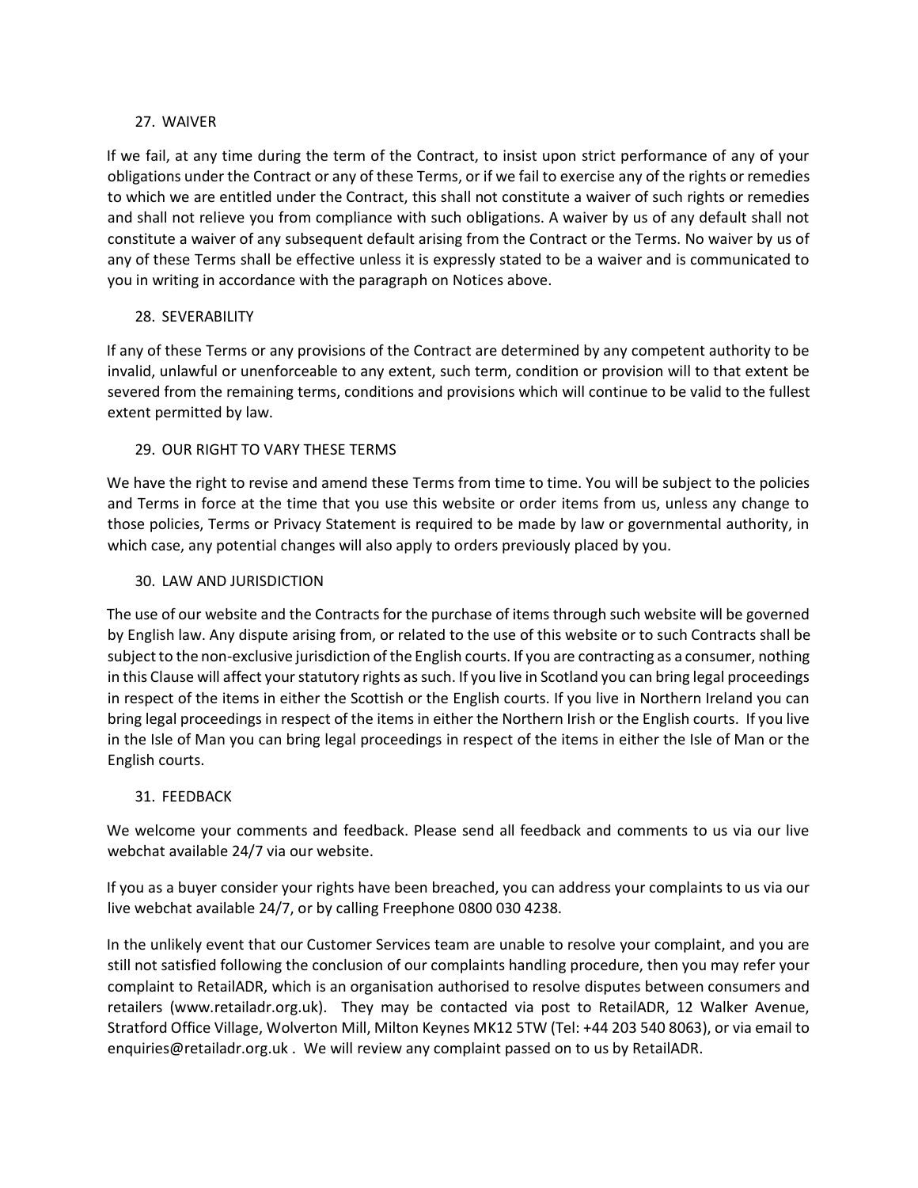## 27. WAIVER

If we fail, at any time during the term of the Contract, to insist upon strict performance of any of your obligations under the Contract or any of these Terms, or if we fail to exercise any of the rights or remedies to which we are entitled under the Contract, this shall not constitute a waiver of such rights or remedies and shall not relieve you from compliance with such obligations. A waiver by us of any default shall not constitute a waiver of any subsequent default arising from the Contract or the Terms. No waiver by us of any of these Terms shall be effective unless it is expressly stated to be a waiver and is communicated to you in writing in accordance with the paragraph on Notices above.

## 28. SEVERABILITY

If any of these Terms or any provisions of the Contract are determined by any competent authority to be invalid, unlawful or unenforceable to any extent, such term, condition or provision will to that extent be severed from the remaining terms, conditions and provisions which will continue to be valid to the fullest extent permitted by law.

## 29. OUR RIGHT TO VARY THESE TERMS

We have the right to revise and amend these Terms from time to time. You will be subject to the policies and Terms in force at the time that you use this website or order items from us, unless any change to those policies, Terms or Privacy Statement is required to be made by law or governmental authority, in which case, any potential changes will also apply to orders previously placed by you.

## 30. LAW AND JURISDICTION

The use of our website and the Contracts for the purchase of items through such website will be governed by English law. Any dispute arising from, or related to the use of this website or to such Contracts shall be subject to the non-exclusive jurisdiction of the English courts. If you are contracting as a consumer, nothing in this Clause will affect your statutory rights as such. If you live in Scotland you can bring legal proceedings in respect of the items in either the Scottish or the English courts. If you live in Northern Ireland you can bring legal proceedings in respect of the items in either the Northern Irish or the English courts. If you live in the Isle of Man you can bring legal proceedings in respect of the items in either the Isle of Man or the English courts.

## 31. FEEDBACK

We welcome your comments and feedback. Please send all feedback and comments to us via our live webchat available 24/7 via our website.

If you as a buyer consider your rights have been breached, you can address your complaints to us via our live webchat available 24/7, or by calling Freephone 0800 030 4238.

In the unlikely event that our Customer Services team are unable to resolve your complaint, and you are still not satisfied following the conclusion of our complaints handling procedure, then you may refer your complaint to RetailADR, which is an organisation authorised to resolve disputes between consumers and retailers (www.retailadr.org.uk). They may be contacted via post to RetailADR, 12 Walker Avenue, Stratford Office Village, Wolverton Mill, Milton Keynes MK12 5TW (Tel: +44 203 540 8063), or via email to enquiries@retailadr.org.uk . We will review any complaint passed on to us by RetailADR.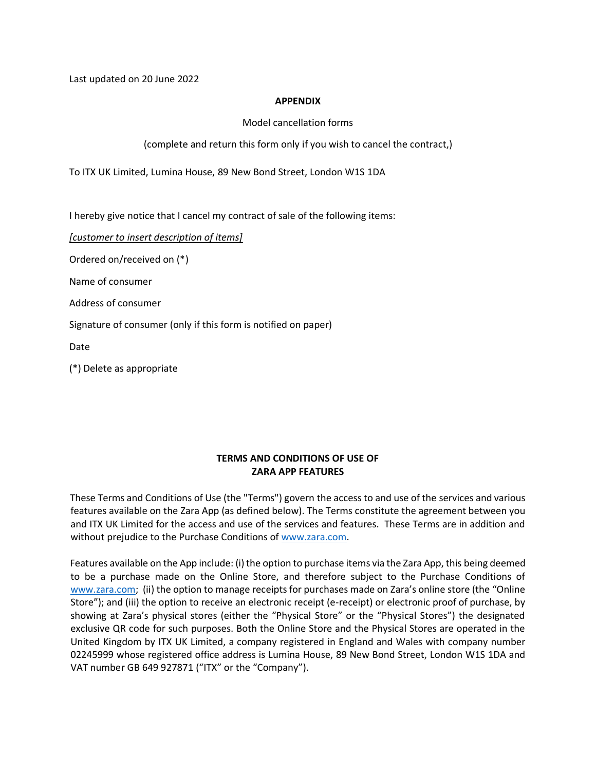Last updated on 20 June 2022

**APPENDIX**

Model cancellation forms

(complete and return this form only if you wish to cancel the contract,)

To ITX UK Limited, Lumina House, 89 New Bond Street, London W1S 1DA

I hereby give notice that I cancel my contract of sale of the following items:

*[customer to insert description of items]*

Ordered on/received on (*)

Name of consumer

Address of consumer

Signature of consumer (only if this form is notified on paper)

Date

(*) Delete as appropriate

## TERMS AND CONDITIONS OF USE OF ZARA APP FEATURES

These Terms and Conditions of Use (the "Terms") govern the access to and use of the services and various features available on the Zara App (as defined below). The Terms constitute the agreement between you and ITX UK Limited for the access and use of the services and features. These Terms are in addition and without prejudice to the Purchase Conditions of www.zara.com.

Features available on the App include: (i) the option to purchase items via the Zara App, this being deemed to be a purchase made on the Online Store, and therefore subject to the Purchase Conditions of www.zara.com; (ii) the option to manage receipts for purchases made on Zara's online store (the "Online Store"); and (iii) the option to receive an electronic receipt (e-receipt) or electronic proof of purchase, by showing at Zara's physical stores (either the "Physical Store" or the "Physical Stores") the designated exclusive QR code for such purposes. Both the Online Store and the Physical Stores are operated in the United Kingdom by ITX UK Limited, a company registered in England and Wales with company number 02245999 whose registered office address is Lumina House, 89 New Bond Street, London W1S 1DA and VAT number GB 649 927871 ("ITX" or the "Company").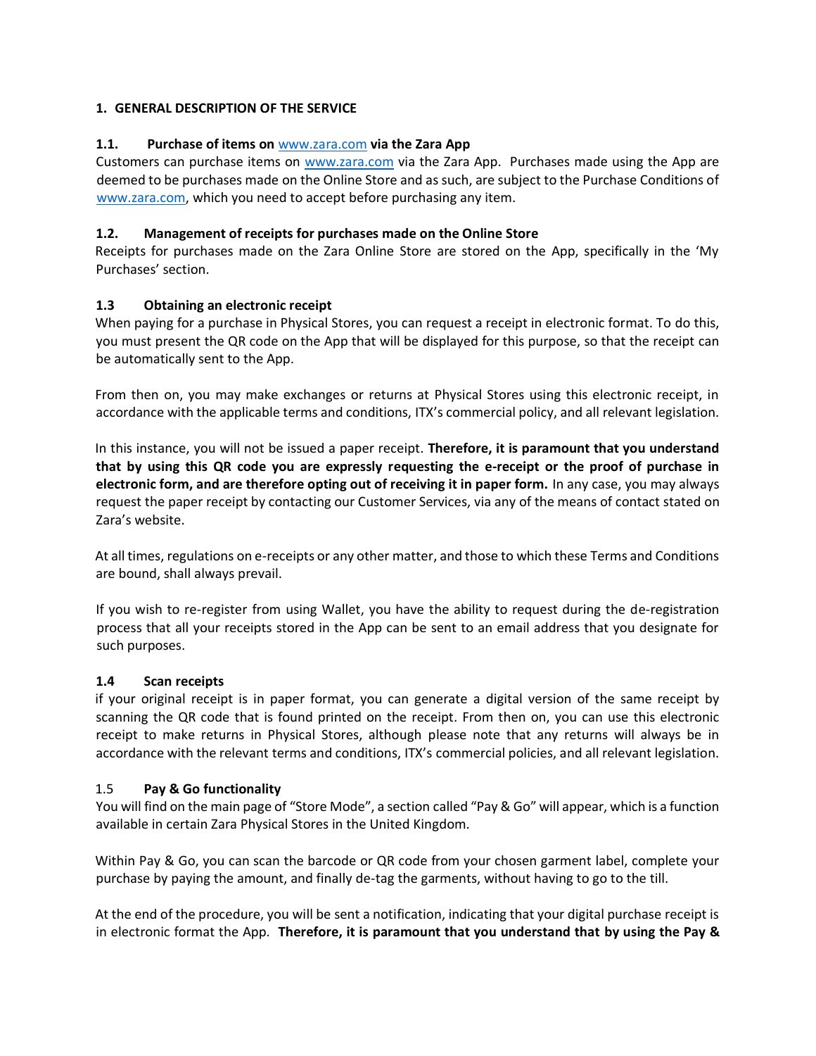## 1. GENERAL DESCRIPTION OF THE SERVICE

### 1.1. Purchase of items on www.zara.com via the Zara App

Customers can purchase items on www.zara.com via the Zara App. Purchases made using the App are deemed to be purchases made on the Online Store and as such, are subject to the Purchase Conditions of www.zara.com, which you need to accept before purchasing any item.

### 1.2. Management of receipts for purchases made on the Online Store

Receipts for purchases made on the Zara Online Store are stored on the App, specifically in the 'My Purchases' section.

### 1.3 Obtaining an electronic receipt

When paying for a purchase in Physical Stores, you can request a receipt in electronic format. To do this, you must present the QR code on the App that will be displayed for this purpose, so that the receipt can be automatically sent to the App.

From then on, you may make exchanges or returns at Physical Stores using this electronic receipt, in accordance with the applicable terms and conditions, ITX's commercial policy, and all relevant legislation.

In this instance, you will not be issued a paper receipt. **Therefore, it is paramount that you understand that by using this QR code you are expressly requesting the e-receipt or the proof of purchase in electronic form, and are therefore opting out of receiving it in paper form.** In any case, you may always request the paper receipt by contacting our Customer Services, via any of the means of contact stated on Zara's website.

At all times, regulations on e-receipts or any other matter, and those to which these Terms and Conditions are bound, shall always prevail.

If you wish to re-register from using Wallet, you have the ability to request during the de-registration process that all your receipts stored in the App can be sent to an email address that you designate for such purposes.

### 1.4 Scan receipts

if your original receipt is in paper format, you can generate a digital version of the same receipt by scanning the QR code that is found printed on the receipt. From then on, you can use this electronic receipt to make returns in Physical Stores, although please note that any returns will always be in accordance with the relevant terms and conditions, ITX's commercial policies, and all relevant legislation.

### 1.5 Pay & Go functionality

You will find on the main page of "Store Mode", a section called "Pay & Go" will appear, which is a function available in certain Zara Physical Stores in the United Kingdom.

Within Pay & Go, you can scan the barcode or QR code from your chosen garment label, complete your purchase by paying the amount, and finally de-tag the garments, without having to go to the till.

At the end of the procedure, you will be sent a notification, indicating that your digital purchase receipt is in electronic format the App. **Therefore, it is paramount that you understand that by using the Pay &**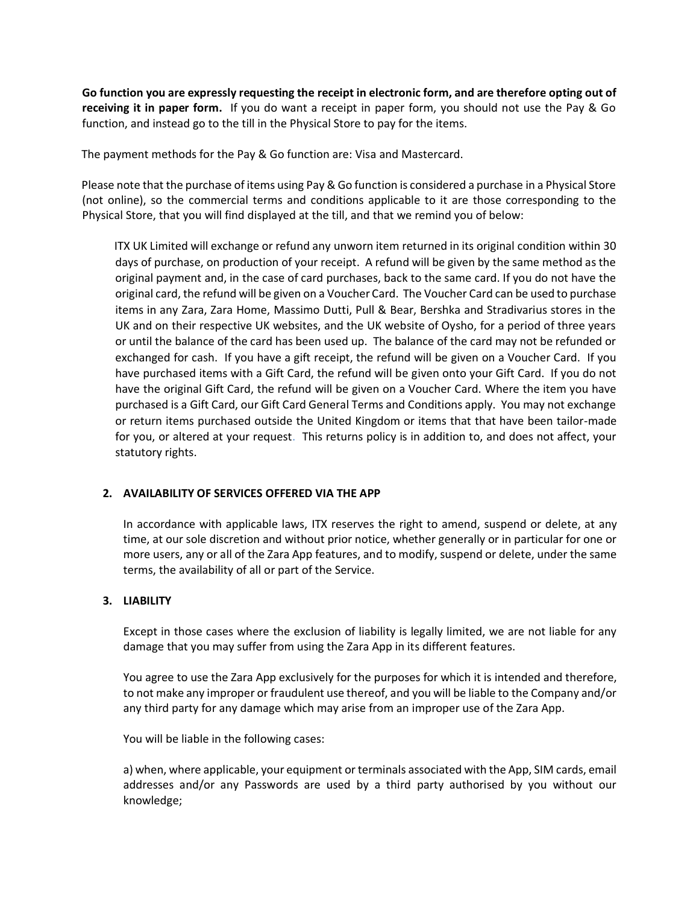**Go function you are expressly requesting the receipt in electronic form, and are therefore opting out of receiving it in paper form.** If you do want a receipt in paper form, you should not use the Pay & Go function, and instead go to the till in the Physical Store to pay for the items.

The payment methods for the Pay & Go function are: Visa and Mastercard.

Please note that the purchase of items using Pay & Go function is considered a purchase in a Physical Store (not online), so the commercial terms and conditions applicable to it are those corresponding to the Physical Store, that you will find displayed at the till, and that we remind you of below:

> ITX UK Limited will exchange or refund any unworn item returned in its original condition within 30 days of purchase, on production of your receipt. A refund will be given by the same method as the original payment and, in the case of card purchases, back to the same card. If you do not have the original card, the refund will be given on a Voucher Card. The Voucher Card can be used to purchase items in any Zara, Zara Home, Massimo Dutti, Pull & Bear, Bershka and Stradivarius stores in the UK and on their respective UK websites, and the UK website of Oysho, for a period of three years or until the balance of the card has been used up. The balance of the card may not be refunded or exchanged for cash. If you have a gift receipt, the refund will be given on a Voucher Card. If you have purchased items with a Gift Card, the refund will be given onto your Gift Card. If you do not have the original Gift Card, the refund will be given on a Voucher Card. Where the item you have purchased is a Gift Card, our Gift Card General Terms and Conditions apply. You may not exchange or return items purchased outside the United Kingdom or items that that have been tailor-made for you, or altered at your request. This returns policy is in addition to, and does not affect, your statutory rights.

## 2. AVAILABILITY OF SERVICES OFFERED VIA THE APP

In accordance with applicable laws, ITX reserves the right to amend, suspend or delete, at any time, at our sole discretion and without prior notice, whether generally or in particular for one or more users, any or all of the Zara App features, and to modify, suspend or delete, under the same terms, the availability of all or part of the Service.

## 3. LIABILITY

Except in those cases where the exclusion of liability is legally limited, we are not liable for any damage that you may suffer from using the Zara App in its different features.

You agree to use the Zara App exclusively for the purposes for which it is intended and therefore, to not make any improper or fraudulent use thereof, and you will be liable to the Company and/or any third party for any damage which may arise from an improper use of the Zara App.

You will be liable in the following cases:

a) when, where applicable, your equipment or terminals associated with the App, SIM cards, email addresses and/or any Passwords are used by a third party authorised by you without our knowledge;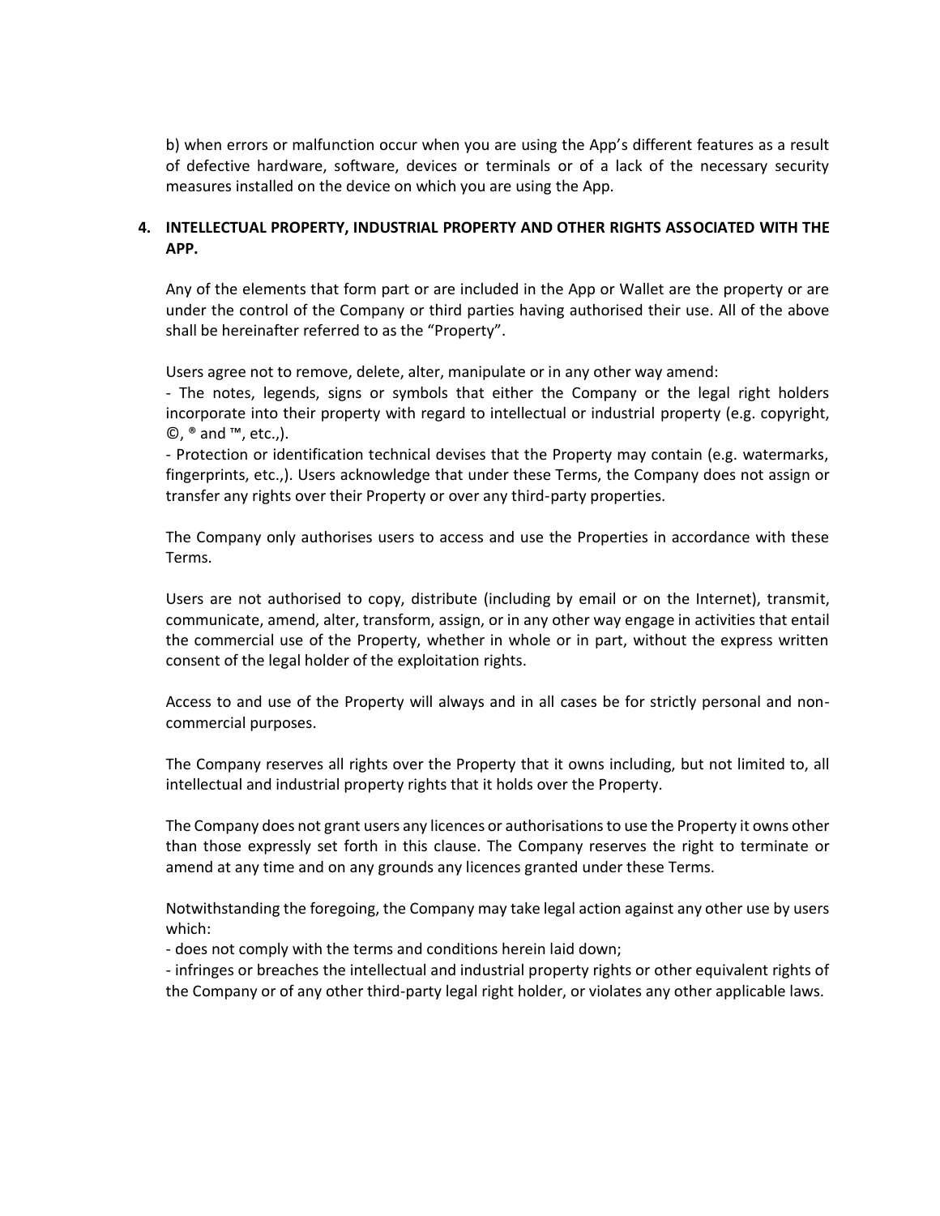b) when errors or malfunction occur when you are using the App's different features as a result of defective hardware, software, devices or terminals or of a lack of the necessary security measures installed on the device on which you are using the App.

## 4. INTELLECTUAL PROPERTY, INDUSTRIAL PROPERTY AND OTHER RIGHTS ASSOCIATED WITH THE APP.

Any of the elements that form part or are included in the App or Wallet are the property or are under the control of the Company or third parties having authorised their use. All of the above shall be hereinafter referred to as the "Property".

Users agree not to remove, delete, alter, manipulate or in any other way amend:

- The notes, legends, signs or symbols that either the Company or the legal right holders incorporate into their property with regard to intellectual or industrial property (e.g. copyright, ©, ® and ™, etc.,).
- Protection or identification technical devises that the Property may contain (e.g. watermarks, fingerprints, etc.,). Users acknowledge that under these Terms, the Company does not assign or transfer any rights over their Property or over any third-party properties.

The Company only authorises users to access and use the Properties in accordance with these Terms.

Users are not authorised to copy, distribute (including by email or on the Internet), transmit, communicate, amend, alter, transform, assign, or in any other way engage in activities that entail the commercial use of the Property, whether in whole or in part, without the express written consent of the legal holder of the exploitation rights.

Access to and use of the Property will always and in all cases be for strictly personal and non-commercial purposes.

The Company reserves all rights over the Property that it owns including, but not limited to, all intellectual and industrial property rights that it holds over the Property.

The Company does not grant users any licences or authorisations to use the Property it owns other than those expressly set forth in this clause. The Company reserves the right to terminate or amend at any time and on any grounds any licences granted under these Terms.

Notwithstanding the foregoing, the Company may take legal action against any other use by users which:

- does not comply with the terms and conditions herein laid down;
- infringes or breaches the intellectual and industrial property rights or other equivalent rights of the Company or of any other third-party legal right holder, or violates any other applicable laws.